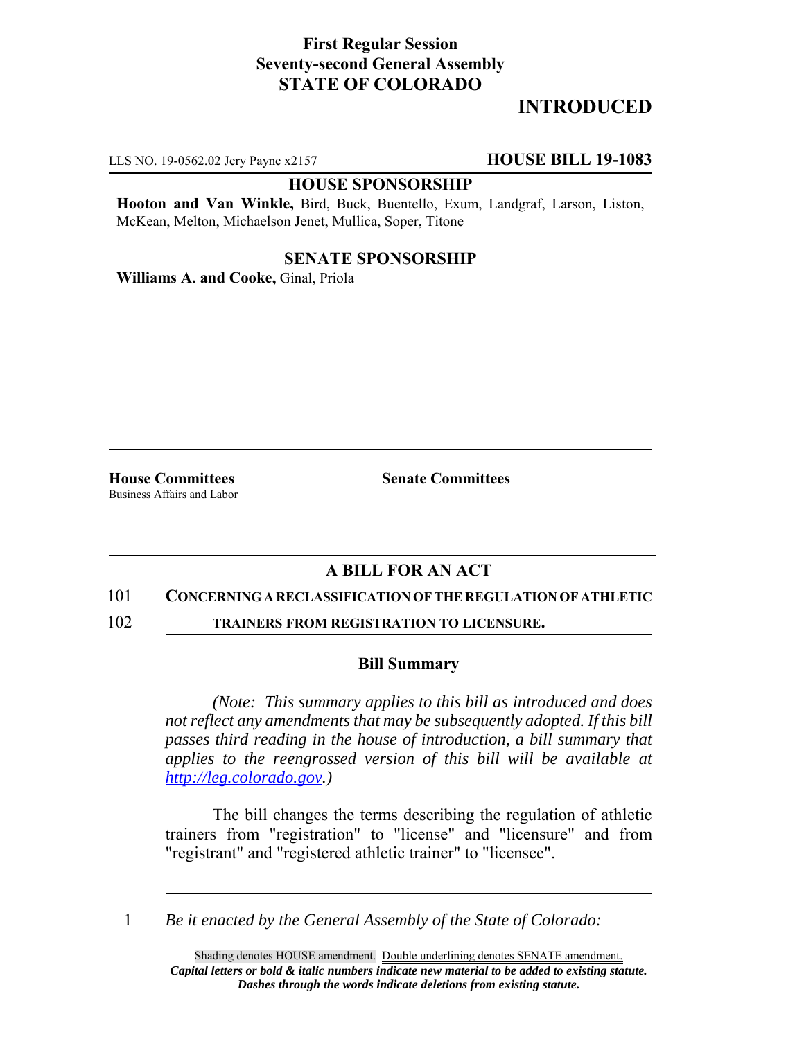**First Regular Session**
**Seventy-second General Assembly**
**STATE OF COLORADO**

# INTRODUCED

LLS NO. 19-0562.02 Jery Payne x2157 **HOUSE BILL 19-1083**

**HOUSE SPONSORSHIP**

**Hooton and Van Winkle,** Bird, Buck, Buentello, Exum, Landgraf, Larson, Liston, McKean, Melton, Michaelson Jenet, Mullica, Soper, Titone

**SENATE SPONSORSHIP**

**Williams A. and Cooke,** Ginal, Priola

**House Committees**
Business Affairs and Labor

**Senate Committees**

## A BILL FOR AN ACT

101 **CONCERNING A RECLASSIFICATION OF THE REGULATION OF ATHLETIC**
102 **TRAINERS FROM REGISTRATION TO LICENSURE.**

### Bill Summary

*(Note: This summary applies to this bill as introduced and does not reflect any amendments that may be subsequently adopted. If this bill passes third reading in the house of introduction, a bill summary that applies to the reengrossed version of this bill will be available at http://leg.colorado.gov.)*

The bill changes the terms describing the regulation of athletic trainers from "registration" to "license" and "licensure" and from "registrant" and "registered athletic trainer" to "licensee".

1 *Be it enacted by the General Assembly of the State of Colorado:*

Shading denotes HOUSE amendment. Double underlining denotes SENATE amendment.
***Capital letters or bold & italic numbers indicate new material to be added to existing statute.***
***Dashes through the words indicate deletions from existing statute.***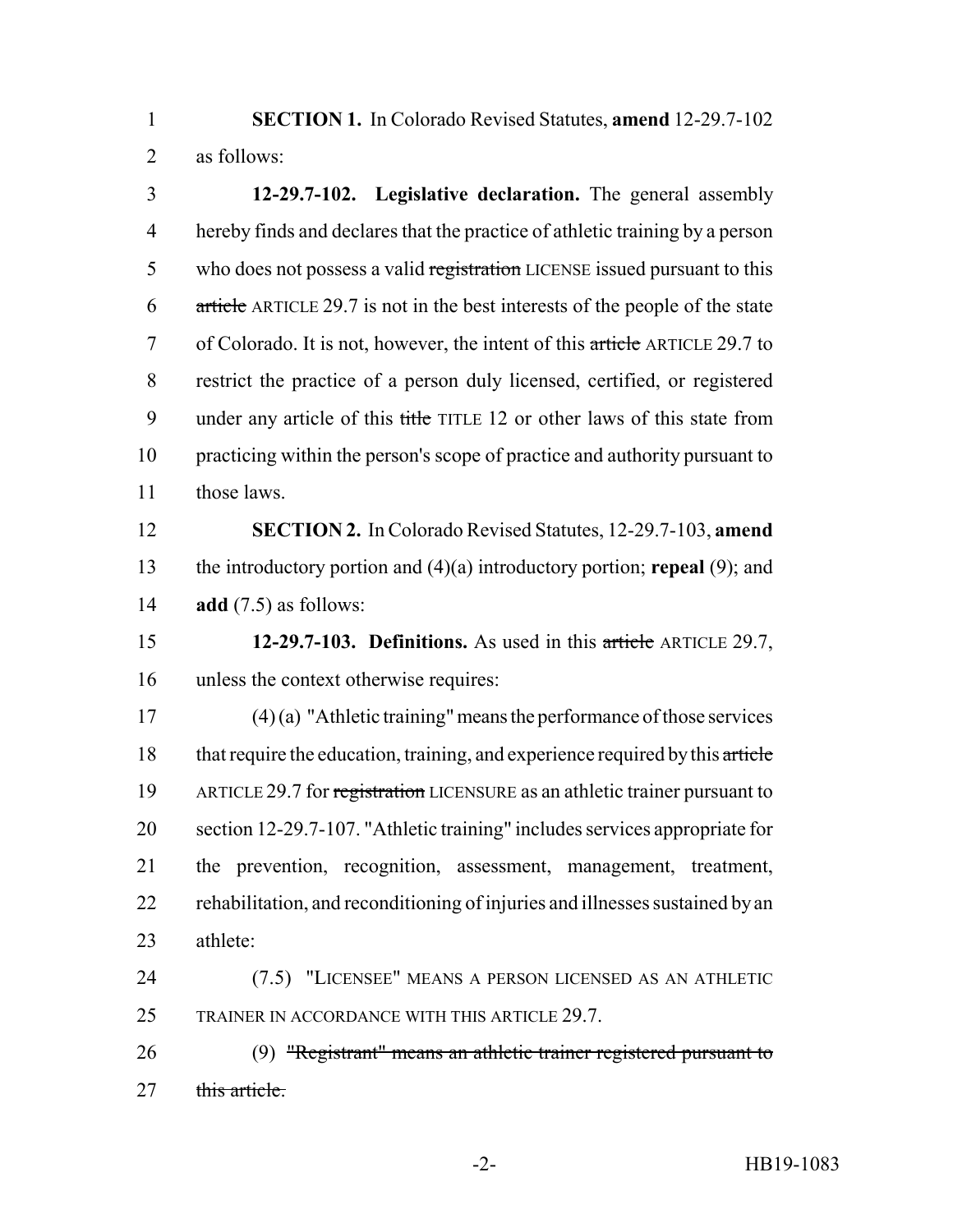**SECTION 1.** In Colorado Revised Statutes, **amend** 12-29.7-102 as follows:

**12-29.7-102. Legislative declaration.** The general assembly hereby finds and declares that the practice of athletic training by a person who does not possess a valid ~~registration~~ LICENSE issued pursuant to this ~~article~~ ARTICLE 29.7 is not in the best interests of the people of the state of Colorado. It is not, however, the intent of this ~~article~~ ARTICLE 29.7 to restrict the practice of a person duly licensed, certified, or registered under any article of this ~~title~~ TITLE 12 or other laws of this state from practicing within the person's scope of practice and authority pursuant to those laws.

**SECTION 2.** In Colorado Revised Statutes, 12-29.7-103, **amend** the introductory portion and (4)(a) introductory portion; **repeal** (9); and **add** (7.5) as follows:

**12-29.7-103. Definitions.** As used in this ~~article~~ ARTICLE 29.7, unless the context otherwise requires:

(4) (a) "Athletic training" means the performance of those services that require the education, training, and experience required by this ~~article~~ ARTICLE 29.7 for ~~registration~~ LICENSURE as an athletic trainer pursuant to section 12-29.7-107. "Athletic training" includes services appropriate for the prevention, recognition, assessment, management, treatment, rehabilitation, and reconditioning of injuries and illnesses sustained by an athlete:

(7.5) "LICENSEE" MEANS A PERSON LICENSED AS AN ATHLETIC TRAINER IN ACCORDANCE WITH THIS ARTICLE 29.7.

(9) ~~"Registrant" means an athletic trainer registered pursuant to this article.~~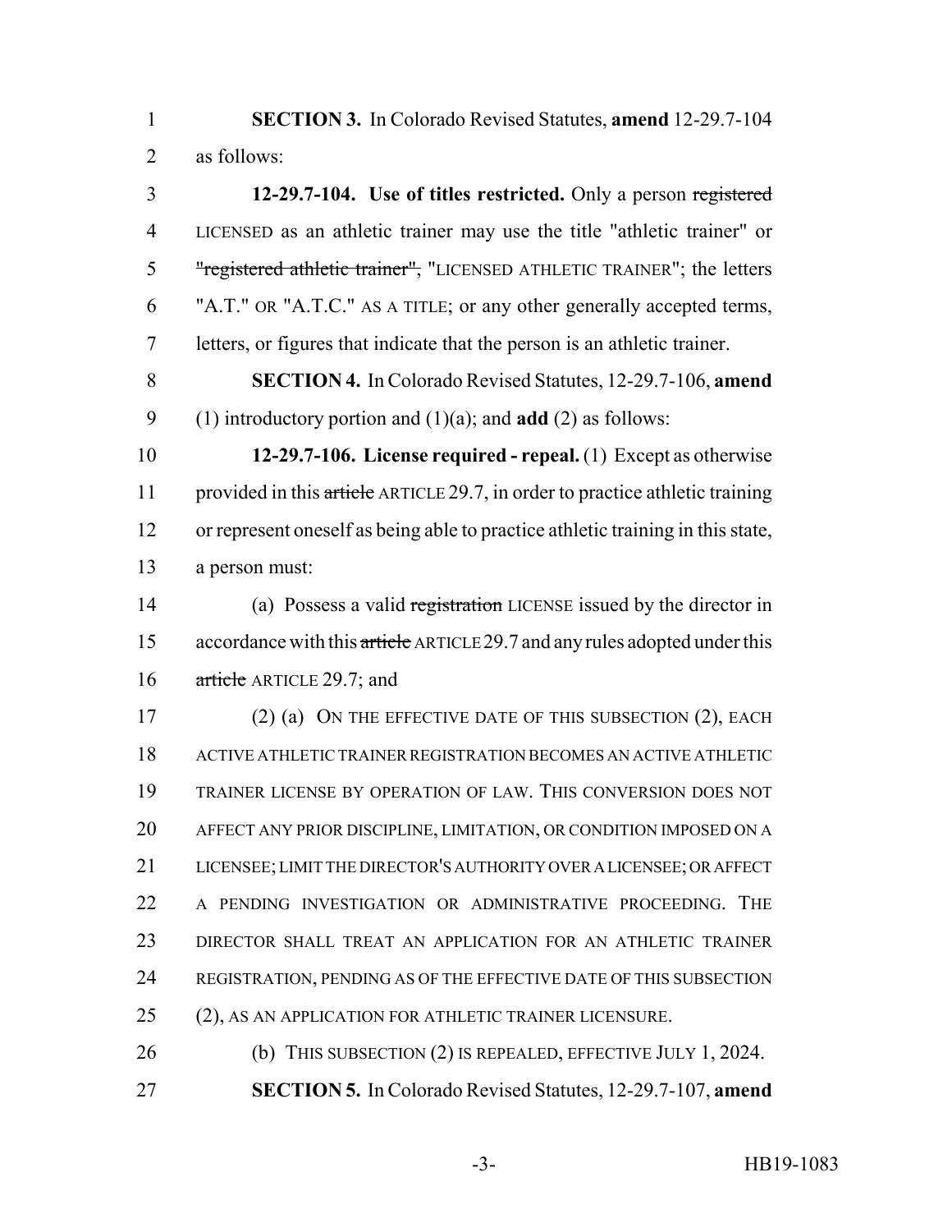**SECTION 3.** In Colorado Revised Statutes, **amend** 12-29.7-104 as follows:

**12-29.7-104. Use of titles restricted.** Only a person ~~registered~~ LICENSED as an athletic trainer may use the title "athletic trainer" or ~~"registered athletic trainer",~~ "LICENSED ATHLETIC TRAINER"; the letters "A.T." OR "A.T.C." AS A TITLE; or any other generally accepted terms, letters, or figures that indicate that the person is an athletic trainer.

**SECTION 4.** In Colorado Revised Statutes, 12-29.7-106, **amend** (1) introductory portion and (1)(a); and **add** (2) as follows:

**12-29.7-106. License required - repeal.** (1) Except as otherwise provided in this ~~article~~ ARTICLE 29.7, in order to practice athletic training or represent oneself as being able to practice athletic training in this state, a person must:

(a) Possess a valid ~~registration~~ LICENSE issued by the director in accordance with this ~~article~~ ARTICLE 29.7 and any rules adopted under this ~~article~~ ARTICLE 29.7; and

(2) (a) ON THE EFFECTIVE DATE OF THIS SUBSECTION (2), EACH ACTIVE ATHLETIC TRAINER REGISTRATION BECOMES AN ACTIVE ATHLETIC TRAINER LICENSE BY OPERATION OF LAW. THIS CONVERSION DOES NOT AFFECT ANY PRIOR DISCIPLINE, LIMITATION, OR CONDITION IMPOSED ON A LICENSEE; LIMIT THE DIRECTOR'S AUTHORITY OVER A LICENSEE; OR AFFECT A PENDING INVESTIGATION OR ADMINISTRATIVE PROCEEDING. THE DIRECTOR SHALL TREAT AN APPLICATION FOR AN ATHLETIC TRAINER REGISTRATION, PENDING AS OF THE EFFECTIVE DATE OF THIS SUBSECTION (2), AS AN APPLICATION FOR ATHLETIC TRAINER LICENSURE.

(b) THIS SUBSECTION (2) IS REPEALED, EFFECTIVE JULY 1, 2024.

**SECTION 5.** In Colorado Revised Statutes, 12-29.7-107, **amend**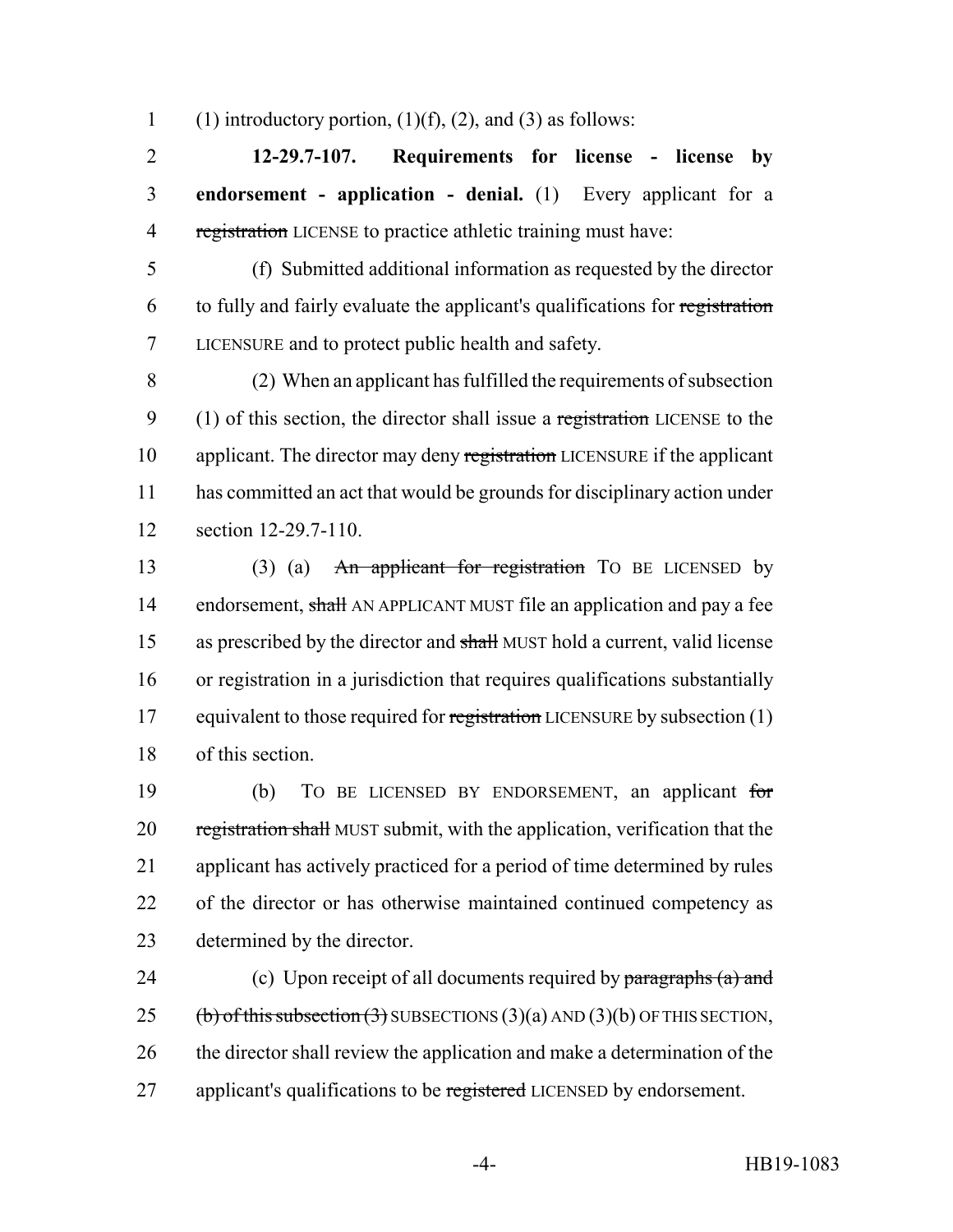(1) introductory portion, (1)(f), (2), and (3) as follows:

**12-29.7-107. Requirements for license - license by endorsement - application - denial.** (1) Every applicant for a ~~registration~~ LICENSE to practice athletic training must have:

(f) Submitted additional information as requested by the director to fully and fairly evaluate the applicant's qualifications for ~~registration~~ LICENSURE and to protect public health and safety.

(2) When an applicant has fulfilled the requirements of subsection (1) of this section, the director shall issue a ~~registration~~ LICENSE to the applicant. The director may deny ~~registration~~ LICENSURE if the applicant has committed an act that would be grounds for disciplinary action under section 12-29.7-110.

(3) (a) ~~An applicant for registration~~ TO BE LICENSED by endorsement, ~~shall~~ AN APPLICANT MUST file an application and pay a fee as prescribed by the director and ~~shall~~ MUST hold a current, valid license or registration in a jurisdiction that requires qualifications substantially equivalent to those required for ~~registration~~ LICENSURE by subsection (1) of this section.

(b) TO BE LICENSED BY ENDORSEMENT, an applicant ~~for registration shall~~ MUST submit, with the application, verification that the applicant has actively practiced for a period of time determined by rules of the director or has otherwise maintained continued competency as determined by the director.

(c) Upon receipt of all documents required by ~~paragraphs (a) and (b) of this subsection (3)~~ SUBSECTIONS (3)(a) AND (3)(b) OF THIS SECTION, the director shall review the application and make a determination of the applicant's qualifications to be ~~registered~~ LICENSED by endorsement.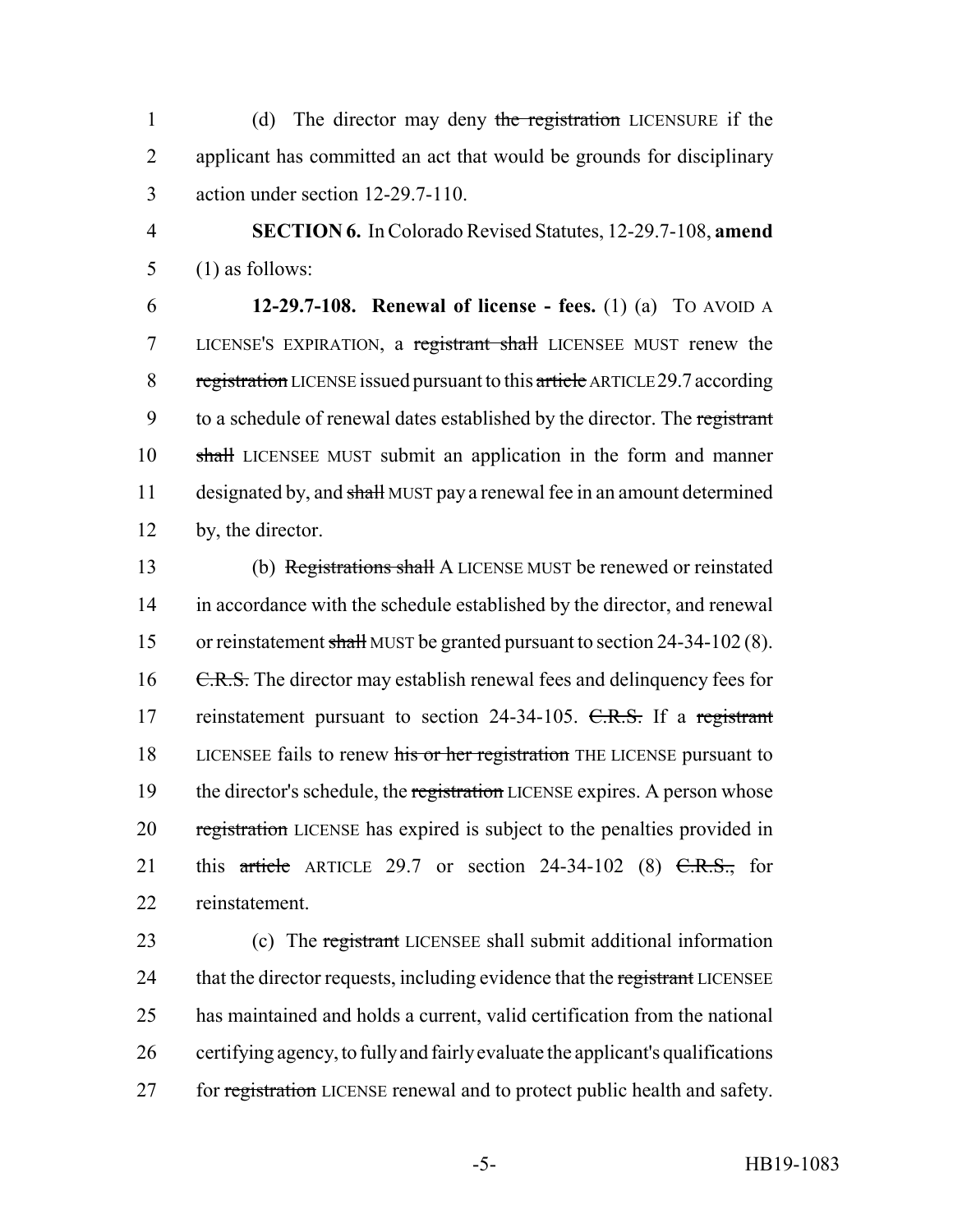(d) The director may deny ~~the registration~~ LICENSURE if the applicant has committed an act that would be grounds for disciplinary action under section 12-29.7-110.

**SECTION 6.** In Colorado Revised Statutes, 12-29.7-108, **amend** (1) as follows:

**12-29.7-108. Renewal of license - fees.** (1) (a) TO AVOID A LICENSE'S EXPIRATION, a ~~registrant shall~~ LICENSEE MUST renew the ~~registration~~ LICENSE issued pursuant to this ~~article~~ ARTICLE 29.7 according to a schedule of renewal dates established by the director. The ~~registrant shall~~ LICENSEE MUST submit an application in the form and manner designated by, and ~~shall~~ MUST pay a renewal fee in an amount determined by, the director.

(b) ~~Registrations shall~~ A LICENSE MUST be renewed or reinstated in accordance with the schedule established by the director, and renewal or reinstatement ~~shall~~ MUST be granted pursuant to section 24-34-102 (8). ~~C.R.S.~~ The director may establish renewal fees and delinquency fees for reinstatement pursuant to section 24-34-105. ~~C.R.S.~~ If a ~~registrant~~ LICENSEE fails to renew ~~his or her registration~~ THE LICENSE pursuant to the director's schedule, the ~~registration~~ LICENSE expires. A person whose ~~registration~~ LICENSE has expired is subject to the penalties provided in this ~~article~~ ARTICLE 29.7 or section 24-34-102 (8) ~~C.R.S.,~~ for reinstatement.

(c) The ~~registrant~~ LICENSEE shall submit additional information that the director requests, including evidence that the ~~registrant~~ LICENSEE has maintained and holds a current, valid certification from the national certifying agency, to fully and fairly evaluate the applicant's qualifications for ~~registration~~ LICENSE renewal and to protect public health and safety.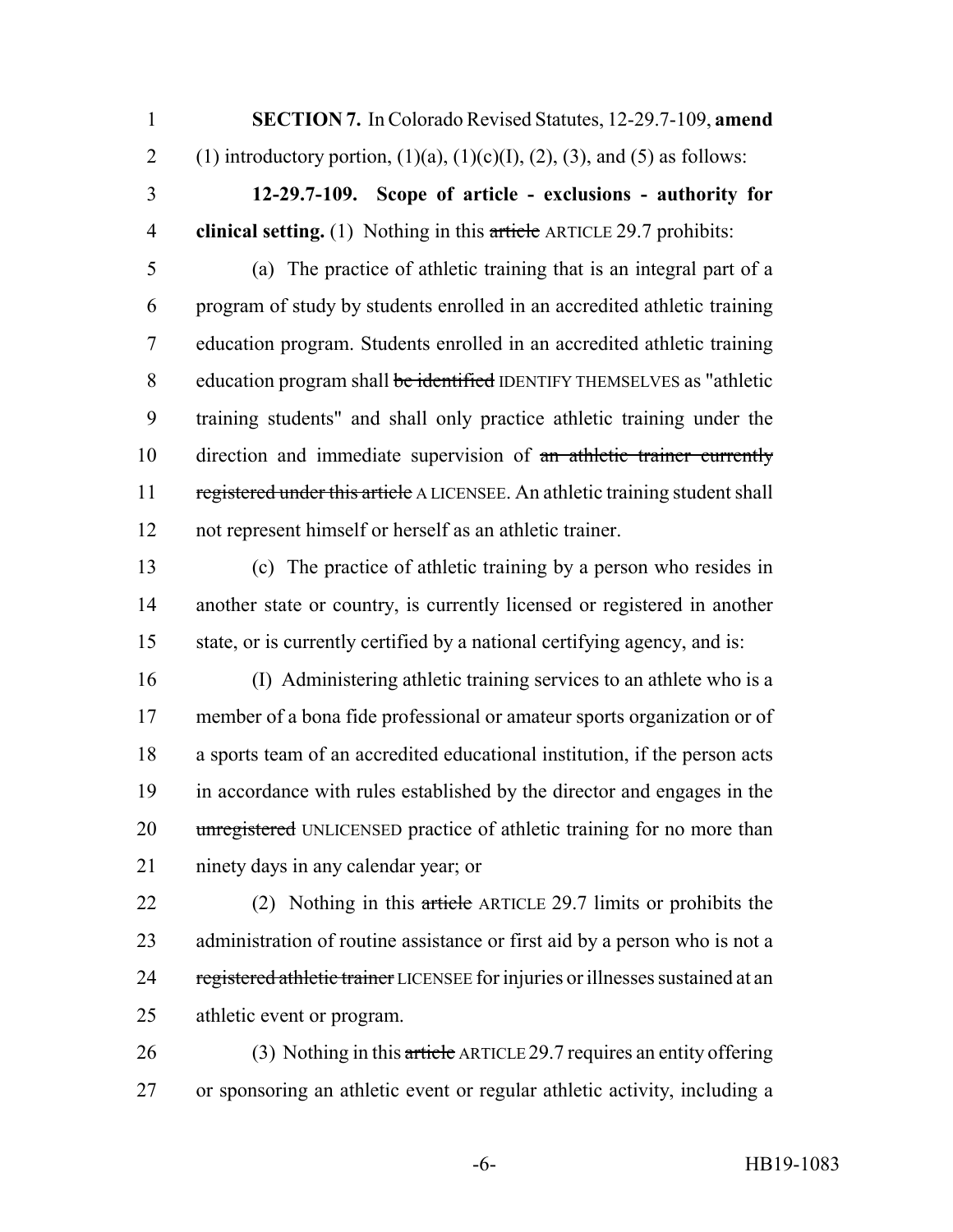**SECTION 7.** In Colorado Revised Statutes, 12-29.7-109, **amend** (1) introductory portion, (1)(a), (1)(c)(I), (2), (3), and (5) as follows:

**12-29.7-109. Scope of article - exclusions - authority for clinical setting.** (1) Nothing in this ~~article~~ ARTICLE 29.7 prohibits:

(a) The practice of athletic training that is an integral part of a program of study by students enrolled in an accredited athletic training education program. Students enrolled in an accredited athletic training education program shall ~~be identified~~ IDENTIFY THEMSELVES as "athletic training students" and shall only practice athletic training under the direction and immediate supervision of ~~an athletic trainer currently registered under this article~~ A LICENSEE. An athletic training student shall not represent himself or herself as an athletic trainer.

(c) The practice of athletic training by a person who resides in another state or country, is currently licensed or registered in another state, or is currently certified by a national certifying agency, and is:

(I) Administering athletic training services to an athlete who is a member of a bona fide professional or amateur sports organization or of a sports team of an accredited educational institution, if the person acts in accordance with rules established by the director and engages in the ~~unregistered~~ UNLICENSED practice of athletic training for no more than ninety days in any calendar year; or

(2) Nothing in this ~~article~~ ARTICLE 29.7 limits or prohibits the administration of routine assistance or first aid by a person who is not a ~~registered athletic trainer~~ LICENSEE for injuries or illnesses sustained at an athletic event or program.

(3) Nothing in this ~~article~~ ARTICLE 29.7 requires an entity offering or sponsoring an athletic event or regular athletic activity, including a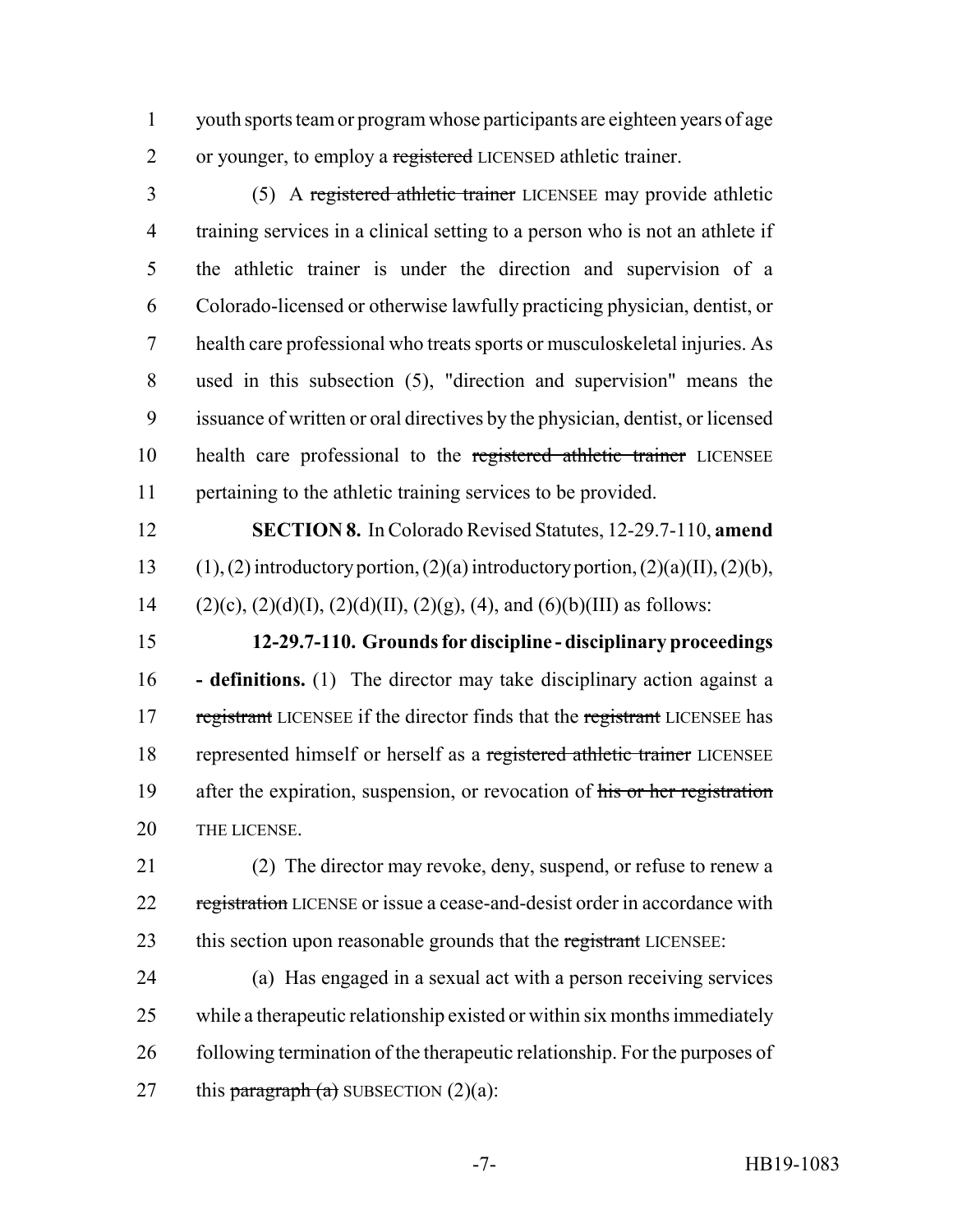youth sports team or program whose participants are eighteen years of age or younger, to employ a ~~registered~~ LICENSED athletic trainer.

(5) A ~~registered athletic trainer~~ LICENSEE may provide athletic training services in a clinical setting to a person who is not an athlete if the athletic trainer is under the direction and supervision of a Colorado-licensed or otherwise lawfully practicing physician, dentist, or health care professional who treats sports or musculoskeletal injuries. As used in this subsection (5), "direction and supervision" means the issuance of written or oral directives by the physician, dentist, or licensed health care professional to the ~~registered athletic trainer~~ LICENSEE pertaining to the athletic training services to be provided.

**SECTION 8.** In Colorado Revised Statutes, 12-29.7-110, **amend** (1), (2) introductory portion, (2)(a) introductory portion, (2)(a)(II), (2)(b), (2)(c), (2)(d)(I), (2)(d)(II), (2)(g), (4), and (6)(b)(III) as follows:

**12-29.7-110. Grounds for discipline - disciplinary proceedings - definitions.** (1) The director may take disciplinary action against a ~~registrant~~ LICENSEE if the director finds that the ~~registrant~~ LICENSEE has represented himself or herself as a ~~registered athletic trainer~~ LICENSEE after the expiration, suspension, or revocation of ~~his or her registration~~ THE LICENSE.

(2) The director may revoke, deny, suspend, or refuse to renew a ~~registration~~ LICENSE or issue a cease-and-desist order in accordance with this section upon reasonable grounds that the ~~registrant~~ LICENSEE:

(a) Has engaged in a sexual act with a person receiving services while a therapeutic relationship existed or within six months immediately following termination of the therapeutic relationship. For the purposes of this ~~paragraph (a)~~ SUBSECTION (2)(a):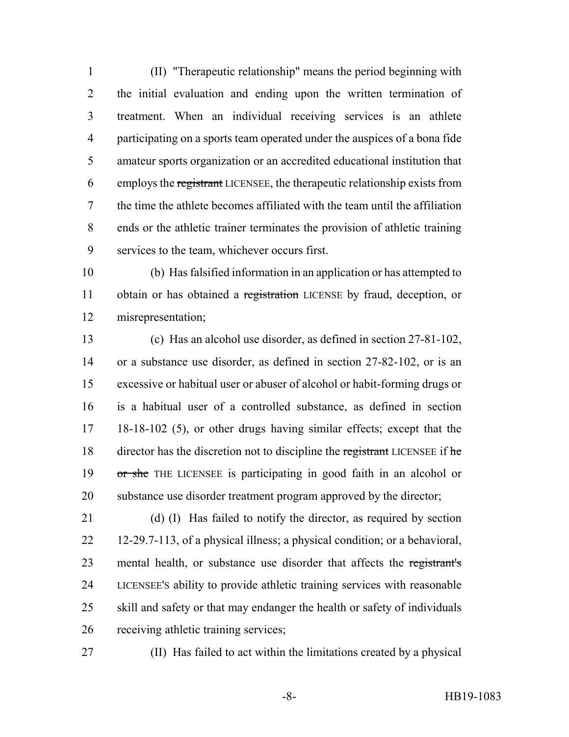(II) "Therapeutic relationship" means the period beginning with the initial evaluation and ending upon the written termination of treatment. When an individual receiving services is an athlete participating on a sports team operated under the auspices of a bona fide amateur sports organization or an accredited educational institution that employs the ~~registrant~~ LICENSEE, the therapeutic relationship exists from the time the athlete becomes affiliated with the team until the affiliation ends or the athletic trainer terminates the provision of athletic training services to the team, whichever occurs first.

(b) Has falsified information in an application or has attempted to obtain or has obtained a ~~registration~~ LICENSE by fraud, deception, or misrepresentation;

(c) Has an alcohol use disorder, as defined in section 27-81-102, or a substance use disorder, as defined in section 27-82-102, or is an excessive or habitual user or abuser of alcohol or habit-forming drugs or is a habitual user of a controlled substance, as defined in section 18-18-102 (5), or other drugs having similar effects; except that the director has the discretion not to discipline the ~~registrant~~ LICENSEE if ~~he or she~~ THE LICENSEE is participating in good faith in an alcohol or substance use disorder treatment program approved by the director;

(d) (I) Has failed to notify the director, as required by section 12-29.7-113, of a physical illness; a physical condition; or a behavioral, mental health, or substance use disorder that affects the ~~registrant's~~ LICENSEE'S ability to provide athletic training services with reasonable skill and safety or that may endanger the health or safety of individuals receiving athletic training services;

(II) Has failed to act within the limitations created by a physical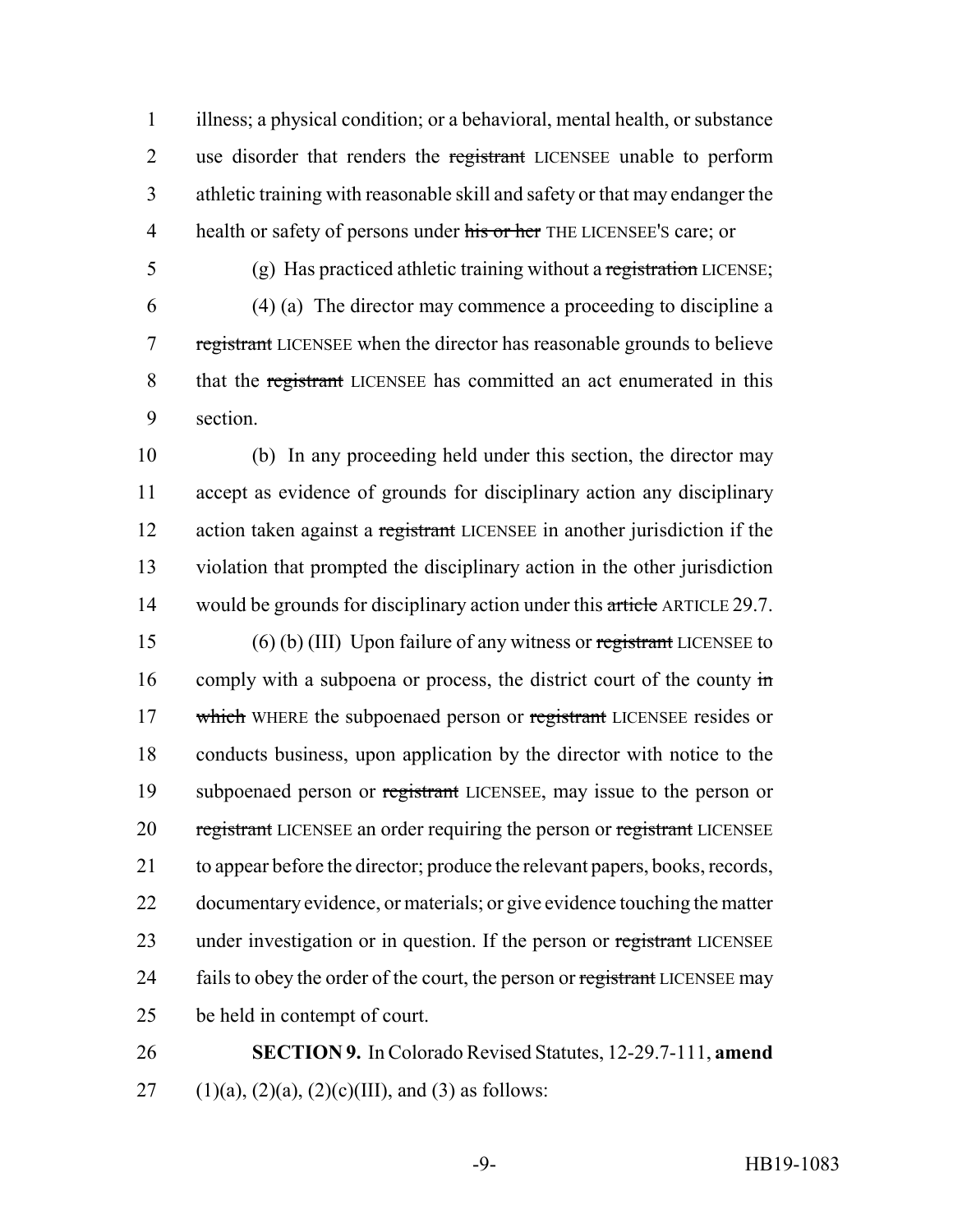illness; a physical condition; or a behavioral, mental health, or substance use disorder that renders the ~~registrant~~ LICENSEE unable to perform athletic training with reasonable skill and safety or that may endanger the health or safety of persons under ~~his or her~~ THE LICENSEE'S care; or

(g) Has practiced athletic training without a ~~registration~~ LICENSE;

(4) (a) The director may commence a proceeding to discipline a ~~registrant~~ LICENSEE when the director has reasonable grounds to believe that the ~~registrant~~ LICENSEE has committed an act enumerated in this section.

(b) In any proceeding held under this section, the director may accept as evidence of grounds for disciplinary action any disciplinary action taken against a ~~registrant~~ LICENSEE in another jurisdiction if the violation that prompted the disciplinary action in the other jurisdiction would be grounds for disciplinary action under this ~~article~~ ARTICLE 29.7.

(6) (b) (III) Upon failure of any witness or ~~registrant~~ LICENSEE to comply with a subpoena or process, the district court of the county ~~in which~~ WHERE the subpoenaed person or ~~registrant~~ LICENSEE resides or conducts business, upon application by the director with notice to the subpoenaed person or ~~registrant~~ LICENSEE, may issue to the person or ~~registrant~~ LICENSEE an order requiring the person or ~~registrant~~ LICENSEE to appear before the director; produce the relevant papers, books, records, documentary evidence, or materials; or give evidence touching the matter under investigation or in question. If the person or ~~registrant~~ LICENSEE fails to obey the order of the court, the person or ~~registrant~~ LICENSEE may be held in contempt of court.

**SECTION 9.** In Colorado Revised Statutes, 12-29.7-111, **amend** (1)(a), (2)(a), (2)(c)(III), and (3) as follows: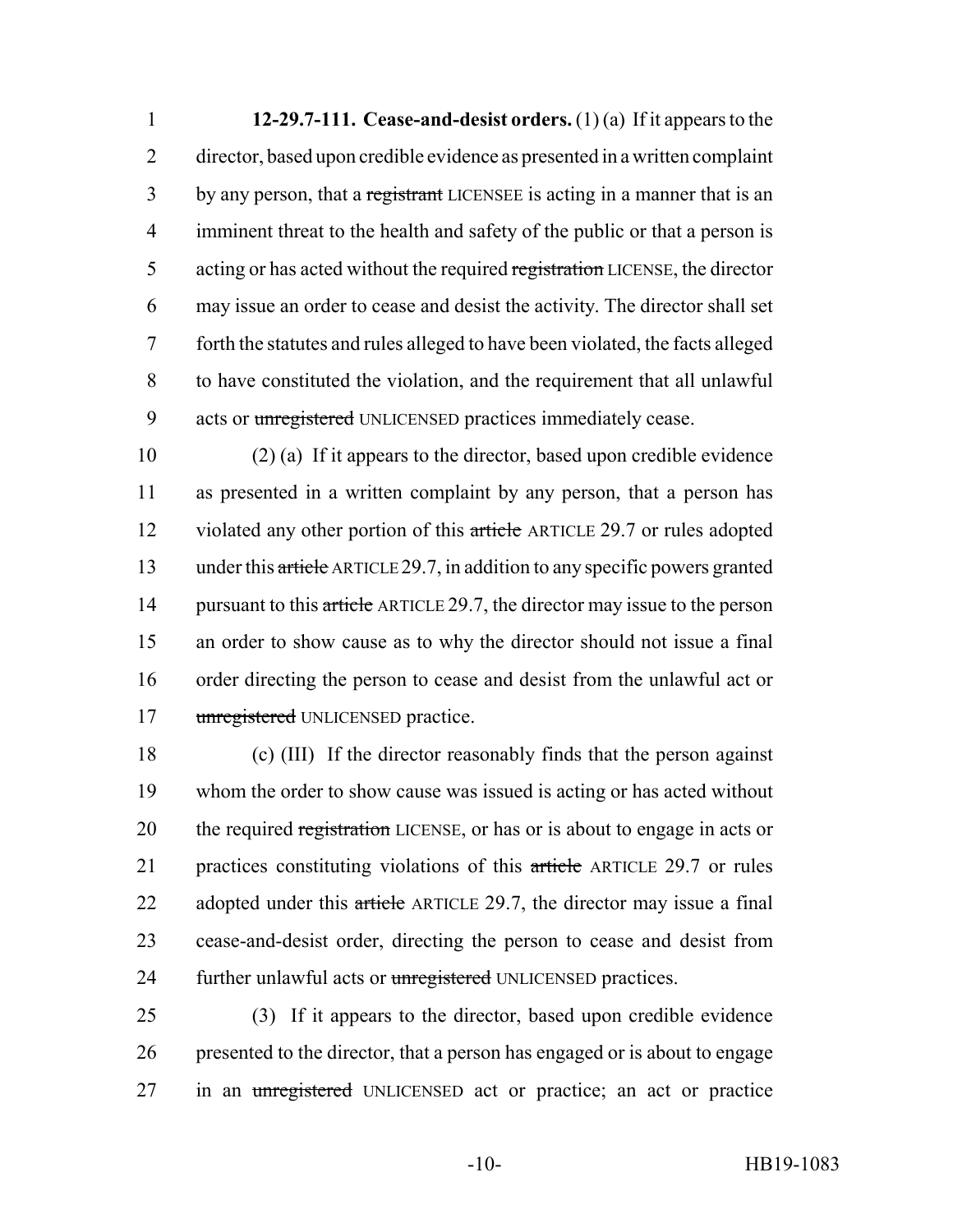**12-29.7-111. Cease-and-desist orders.** (1) (a) If it appears to the director, based upon credible evidence as presented in a written complaint by any person, that a ~~registrant~~ LICENSEE is acting in a manner that is an imminent threat to the health and safety of the public or that a person is acting or has acted without the required ~~registration~~ LICENSE, the director may issue an order to cease and desist the activity. The director shall set forth the statutes and rules alleged to have been violated, the facts alleged to have constituted the violation, and the requirement that all unlawful acts or ~~unregistered~~ UNLICENSED practices immediately cease.

(2) (a) If it appears to the director, based upon credible evidence as presented in a written complaint by any person, that a person has violated any other portion of this ~~article~~ ARTICLE 29.7 or rules adopted under this ~~article~~ ARTICLE 29.7, in addition to any specific powers granted pursuant to this ~~article~~ ARTICLE 29.7, the director may issue to the person an order to show cause as to why the director should not issue a final order directing the person to cease and desist from the unlawful act or ~~unregistered~~ UNLICENSED practice.

(c) (III) If the director reasonably finds that the person against whom the order to show cause was issued is acting or has acted without the required ~~registration~~ LICENSE, or has or is about to engage in acts or practices constituting violations of this ~~article~~ ARTICLE 29.7 or rules adopted under this ~~article~~ ARTICLE 29.7, the director may issue a final cease-and-desist order, directing the person to cease and desist from further unlawful acts or ~~unregistered~~ UNLICENSED practices.

(3) If it appears to the director, based upon credible evidence presented to the director, that a person has engaged or is about to engage in an ~~unregistered~~ UNLICENSED act or practice; an act or practice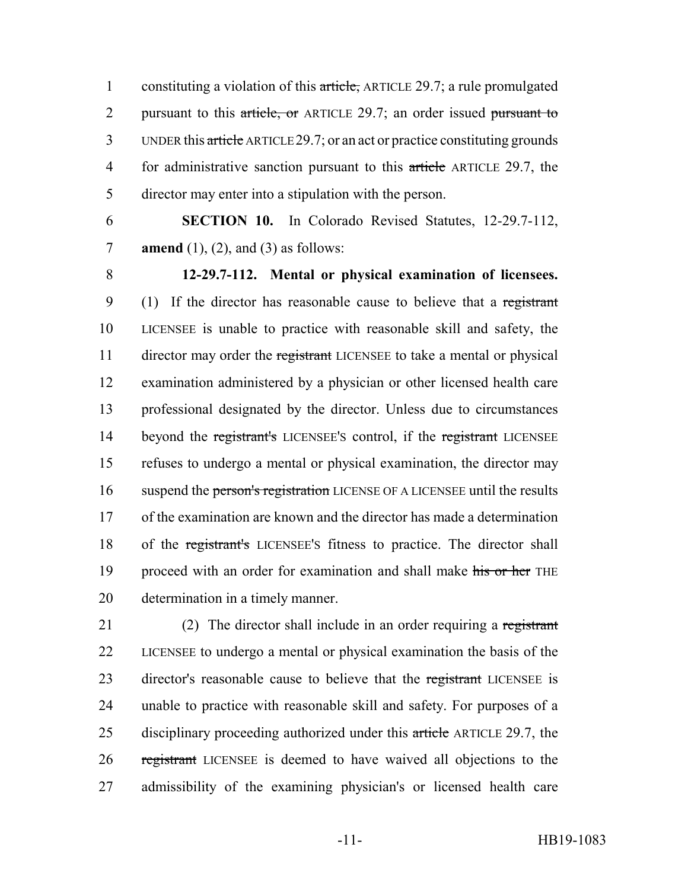constituting a violation of this ~~article,~~ ARTICLE 29.7; a rule promulgated pursuant to this ~~article, or~~ ARTICLE 29.7; an order issued ~~pursuant to~~ UNDER this ~~article~~ ARTICLE 29.7; or an act or practice constituting grounds for administrative sanction pursuant to this ~~article~~ ARTICLE 29.7, the director may enter into a stipulation with the person.

**SECTION 10.** In Colorado Revised Statutes, 12-29.7-112, **amend** (1), (2), and (3) as follows:

**12-29.7-112. Mental or physical examination of licensees.** (1) If the director has reasonable cause to believe that a ~~registrant~~ LICENSEE is unable to practice with reasonable skill and safety, the director may order the ~~registrant~~ LICENSEE to take a mental or physical examination administered by a physician or other licensed health care professional designated by the director. Unless due to circumstances beyond the ~~registrant's~~ LICENSEE'S control, if the ~~registrant~~ LICENSEE refuses to undergo a mental or physical examination, the director may suspend the ~~person's registration~~ LICENSE OF A LICENSEE until the results of the examination are known and the director has made a determination of the ~~registrant's~~ LICENSEE'S fitness to practice. The director shall proceed with an order for examination and shall make ~~his or her~~ THE determination in a timely manner.

(2) The director shall include in an order requiring a ~~registrant~~ LICENSEE to undergo a mental or physical examination the basis of the director's reasonable cause to believe that the ~~registrant~~ LICENSEE is unable to practice with reasonable skill and safety. For purposes of a disciplinary proceeding authorized under this ~~article~~ ARTICLE 29.7, the ~~registrant~~ LICENSEE is deemed to have waived all objections to the admissibility of the examining physician's or licensed health care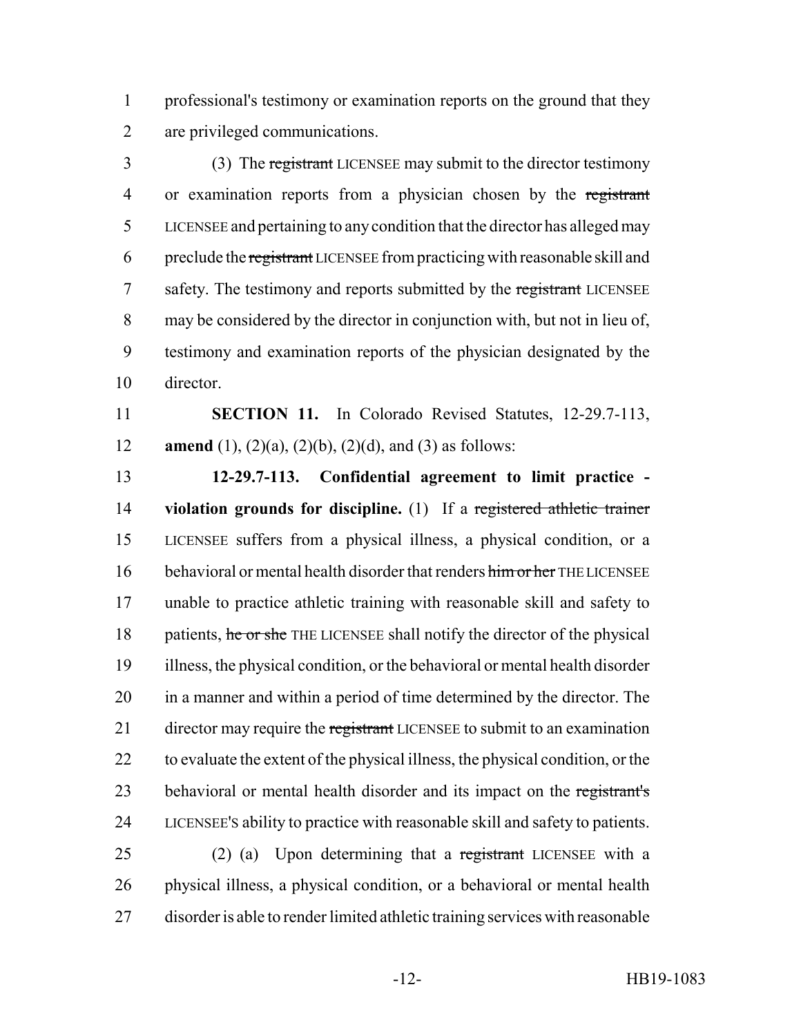professional's testimony or examination reports on the ground that they are privileged communications.

(3) The ~~registrant~~ LICENSEE may submit to the director testimony or examination reports from a physician chosen by the ~~registrant~~ LICENSEE and pertaining to any condition that the director has alleged may preclude the ~~registrant~~ LICENSEE from practicing with reasonable skill and safety. The testimony and reports submitted by the ~~registrant~~ LICENSEE may be considered by the director in conjunction with, but not in lieu of, testimony and examination reports of the physician designated by the director.

**SECTION 11.** In Colorado Revised Statutes, 12-29.7-113, **amend** (1), (2)(a), (2)(b), (2)(d), and (3) as follows:

**12-29.7-113. Confidential agreement to limit practice - violation grounds for discipline.** (1) If a ~~registered athletic trainer~~ LICENSEE suffers from a physical illness, a physical condition, or a behavioral or mental health disorder that renders ~~him or her~~ THE LICENSEE unable to practice athletic training with reasonable skill and safety to patients, ~~he or she~~ THE LICENSEE shall notify the director of the physical illness, the physical condition, or the behavioral or mental health disorder in a manner and within a period of time determined by the director. The director may require the ~~registrant~~ LICENSEE to submit to an examination to evaluate the extent of the physical illness, the physical condition, or the behavioral or mental health disorder and its impact on the ~~registrant's~~ LICENSEE'S ability to practice with reasonable skill and safety to patients.

(2) (a) Upon determining that a ~~registrant~~ LICENSEE with a physical illness, a physical condition, or a behavioral or mental health disorder is able to render limited athletic training services with reasonable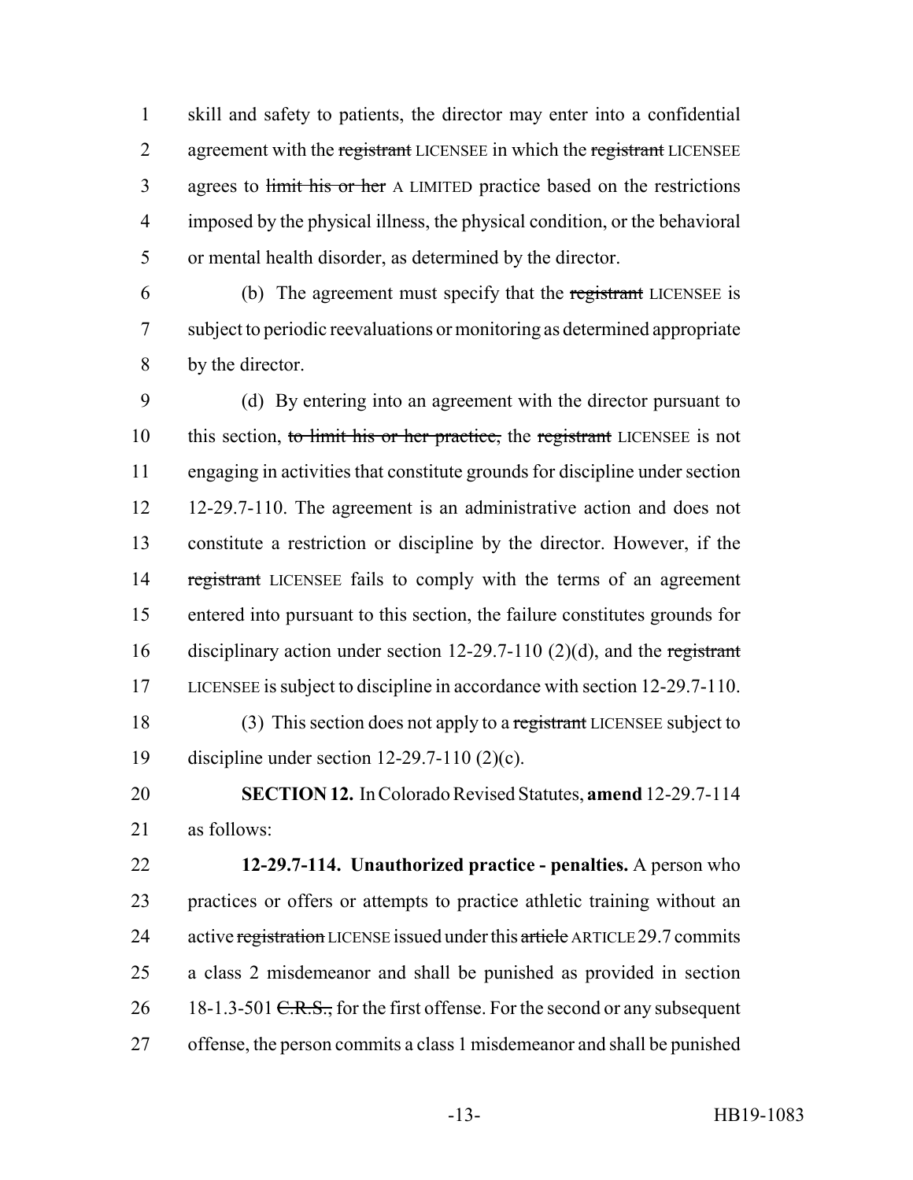skill and safety to patients, the director may enter into a confidential agreement with the ~~registrant~~ LICENSEE in which the ~~registrant~~ LICENSEE agrees to ~~limit his or her~~ A LIMITED practice based on the restrictions imposed by the physical illness, the physical condition, or the behavioral or mental health disorder, as determined by the director.

(b) The agreement must specify that the ~~registrant~~ LICENSEE is subject to periodic reevaluations or monitoring as determined appropriate by the director.

(d) By entering into an agreement with the director pursuant to this section, ~~to limit his or her practice,~~ the ~~registrant~~ LICENSEE is not engaging in activities that constitute grounds for discipline under section 12-29.7-110. The agreement is an administrative action and does not constitute a restriction or discipline by the director. However, if the ~~registrant~~ LICENSEE fails to comply with the terms of an agreement entered into pursuant to this section, the failure constitutes grounds for disciplinary action under section 12-29.7-110 (2)(d), and the ~~registrant~~ LICENSEE is subject to discipline in accordance with section 12-29.7-110.

(3) This section does not apply to a ~~registrant~~ LICENSEE subject to discipline under section 12-29.7-110 (2)(c).

**SECTION 12.** In Colorado Revised Statutes, **amend** 12-29.7-114 as follows:

**12-29.7-114. Unauthorized practice - penalties.** A person who practices or offers or attempts to practice athletic training without an active ~~registration~~ LICENSE issued under this ~~article~~ ARTICLE 29.7 commits a class 2 misdemeanor and shall be punished as provided in section 18-1.3-501 ~~C.R.S.,~~ for the first offense. For the second or any subsequent offense, the person commits a class 1 misdemeanor and shall be punished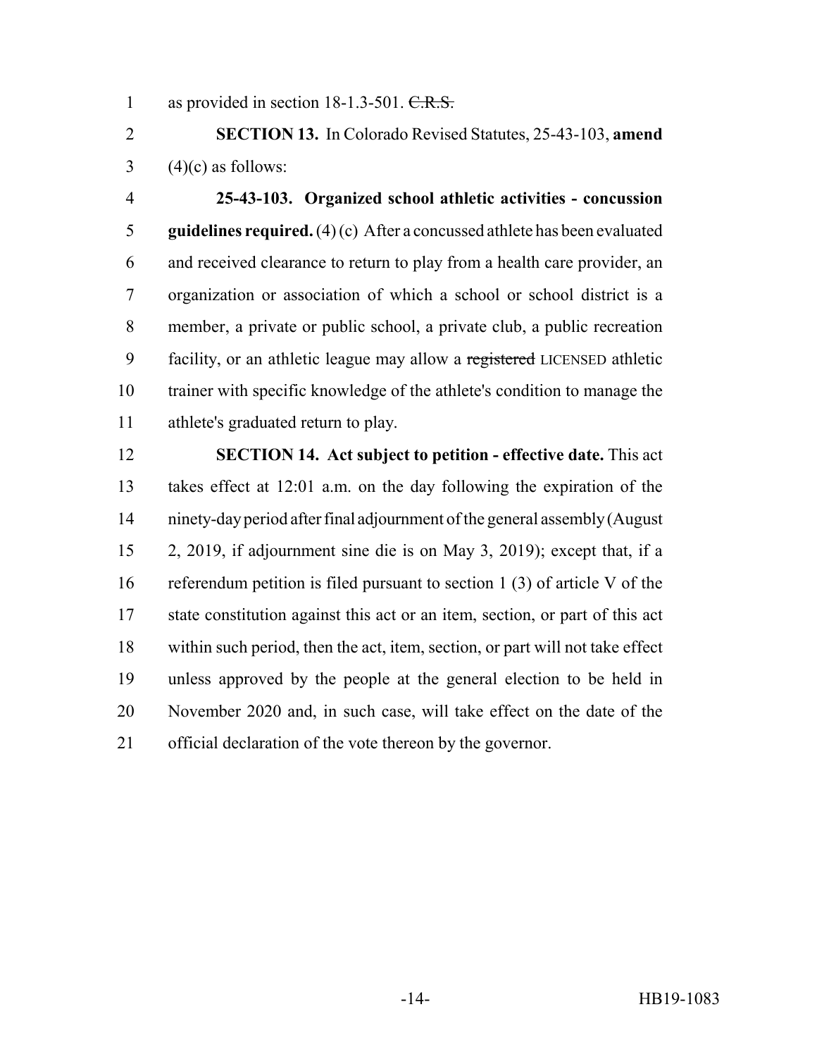as provided in section 18-1.3-501. ~~C.R.S.~~

**SECTION 13.** In Colorado Revised Statutes, 25-43-103, **amend** (4)(c) as follows:

**25-43-103. Organized school athletic activities - concussion guidelines required.** (4) (c) After a concussed athlete has been evaluated and received clearance to return to play from a health care provider, an organization or association of which a school or school district is a member, a private or public school, a private club, a public recreation facility, or an athletic league may allow a ~~registered~~ LICENSED athletic trainer with specific knowledge of the athlete's condition to manage the athlete's graduated return to play.

**SECTION 14. Act subject to petition - effective date.** This act takes effect at 12:01 a.m. on the day following the expiration of the ninety-day period after final adjournment of the general assembly (August 2, 2019, if adjournment sine die is on May 3, 2019); except that, if a referendum petition is filed pursuant to section 1 (3) of article V of the state constitution against this act or an item, section, or part of this act within such period, then the act, item, section, or part will not take effect unless approved by the people at the general election to be held in November 2020 and, in such case, will take effect on the date of the official declaration of the vote thereon by the governor.